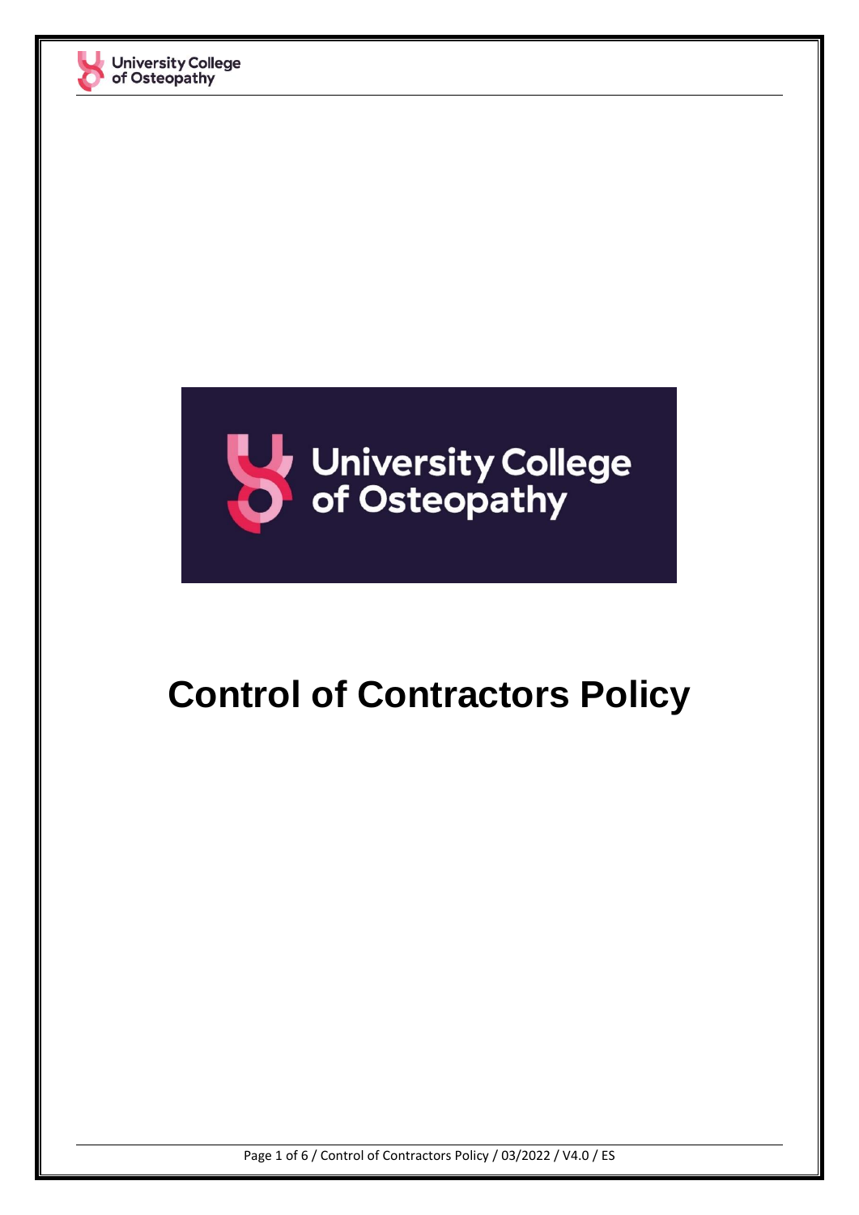# Control of Contractors Policy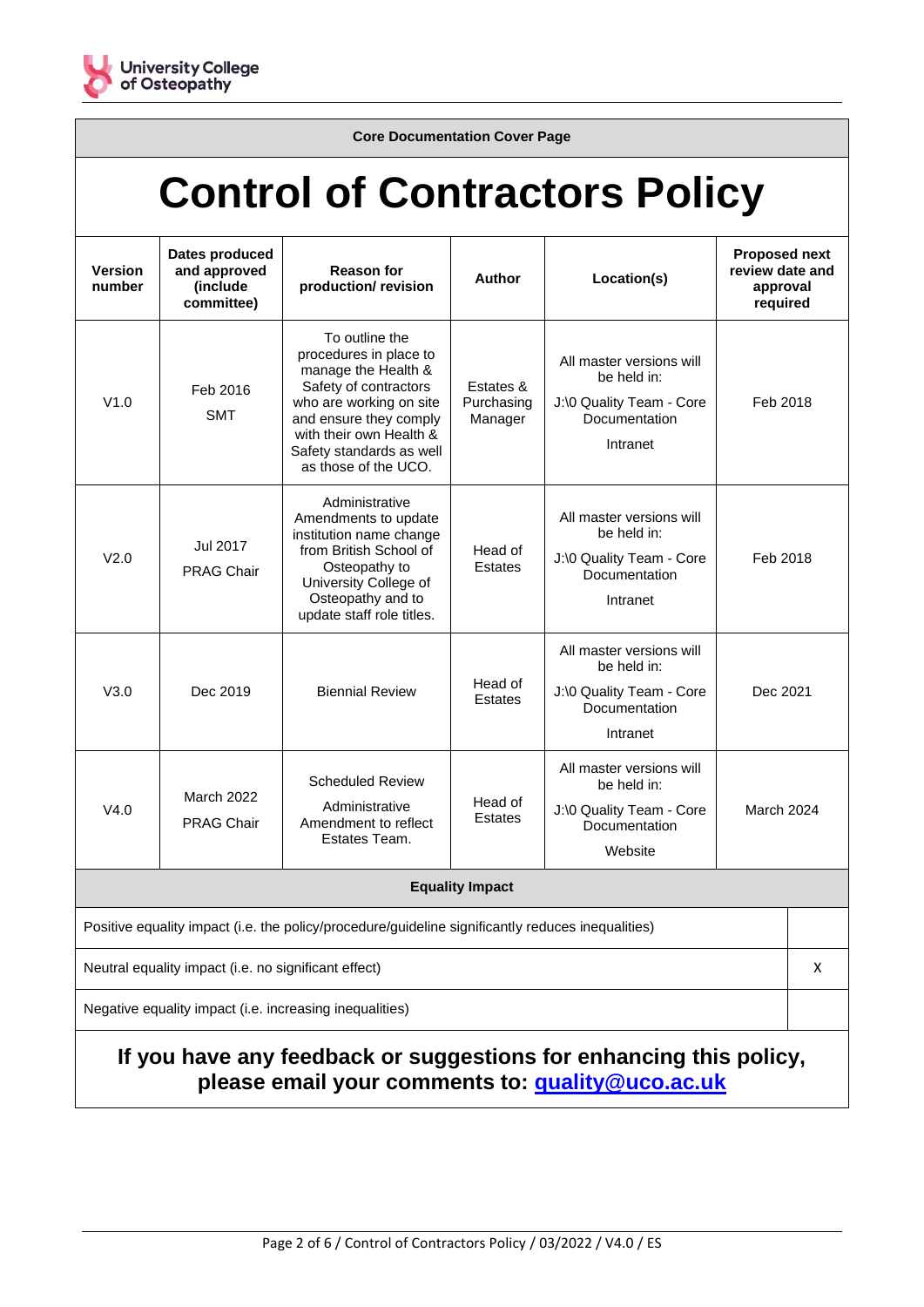**Core Documentation Cover Page**

# Control of Contractors Policy

| Version number | Dates produced and approved (include committee) | Reason for production/ revision | Author | Location(s) | Proposed next review date and approval required |
|---|---|---|---|---|---|
| V1.0 | Feb 2016<br>SMT | To outline the procedures in place to manage the Health & Safety of contractors who are working on site and ensure they comply with their own Health & Safety standards as well as those of the UCO. | Estates & Purchasing Manager | All master versions will be held in:<br>J:\0 Quality Team - Core Documentation<br>Intranet | Feb 2018 |
| V2.0 | Jul 2017<br>PRAG Chair | Administrative Amendments to update institution name change from British School of Osteopathy to University College of Osteopathy and to update staff role titles. | Head of Estates | All master versions will be held in:<br>J:\0 Quality Team - Core Documentation<br>Intranet | Feb 2018 |
| V3.0 | Dec 2019 | Biennial Review | Head of Estates | All master versions will be held in:<br>J:\0 Quality Team - Core Documentation<br>Intranet | Dec 2021 |
| V4.0 | March 2022<br>PRAG Chair | Scheduled Review<br>Administrative Amendment to reflect Estates Team. | Head of Estates | All master versions will be held in:<br>J:\0 Quality Team - Core Documentation<br>Website | March 2024 |

**Equality Impact**

| | |
|---|---|
| Positive equality impact (i.e. the policy/procedure/guideline significantly reduces inequalities) | |
| Neutral equality impact (i.e. no significant effect) | X |
| Negative equality impact (i.e. increasing inequalities) | |

**If you have any feedback or suggestions for enhancing this policy, please email your comments to: [quality@uco.ac.uk](mailto:quality@uco.ac.uk)**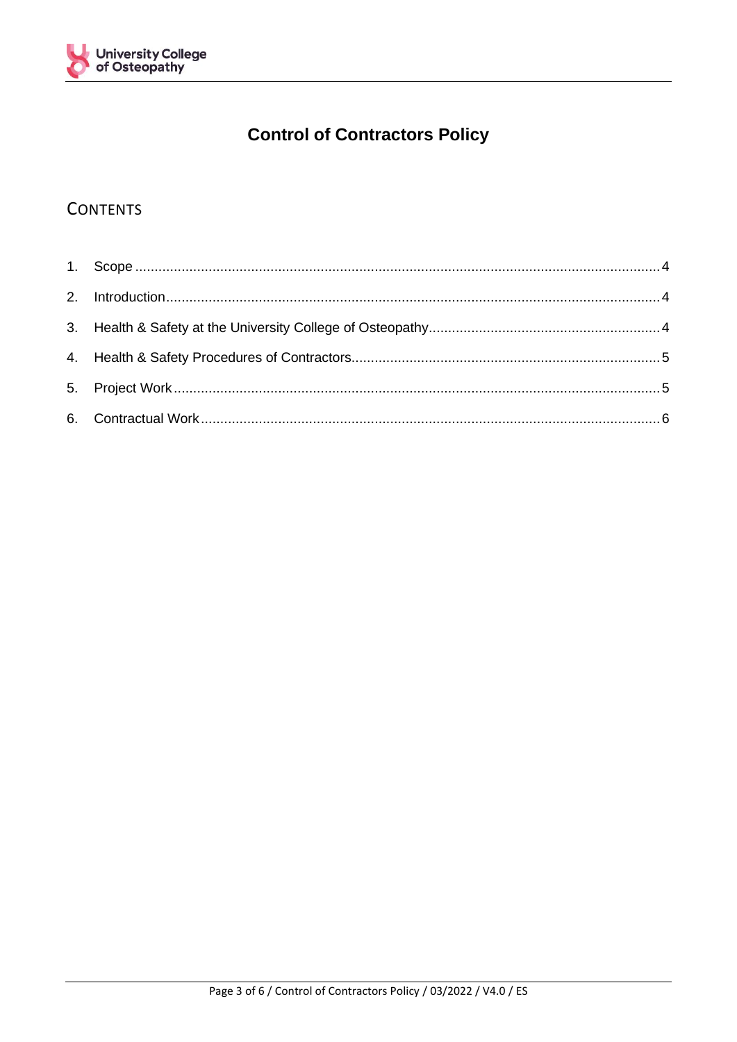# Control of Contractors Policy

## Contents

1. Scope ....................................................................................................................................... 4
2. Introduction............................................................................................................................... 4
3. Health & Safety at the University College of Osteopathy............................................................ 4
4. Health & Safety Procedures of Contractors................................................................................ 5
5. Project Work ............................................................................................................................. 5
6. Contractual Work ...................................................................................................................... 6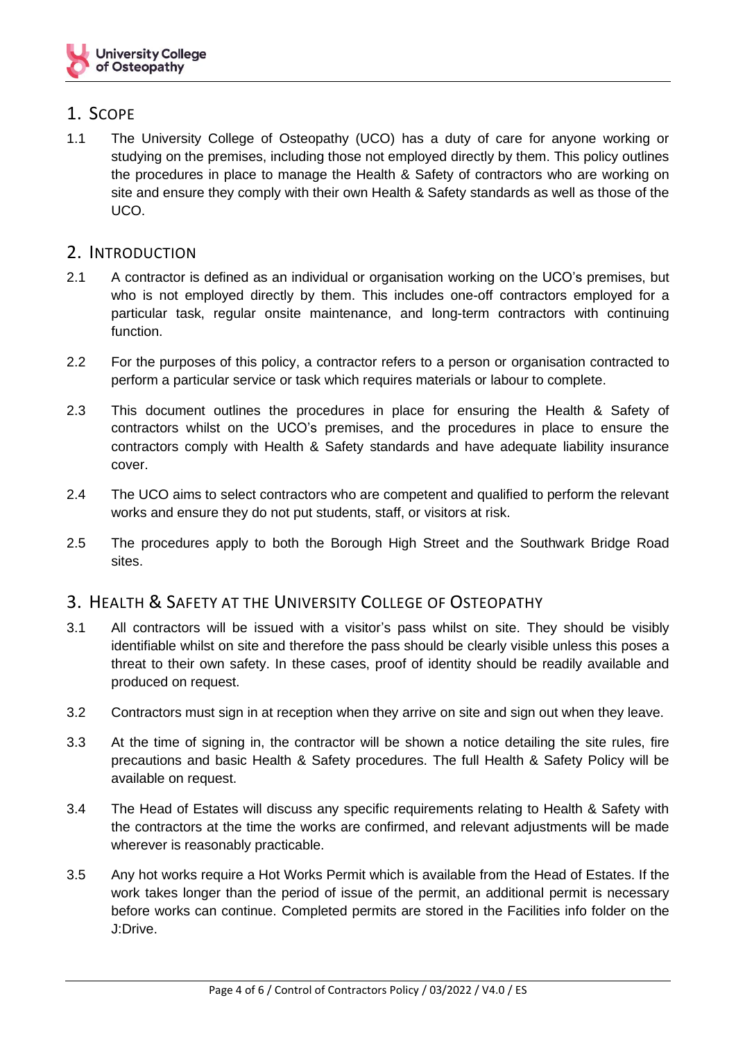## 1. Scope

1.1 The University College of Osteopathy (UCO) has a duty of care for anyone working or studying on the premises, including those not employed directly by them. This policy outlines the procedures in place to manage the Health & Safety of contractors who are working on site and ensure they comply with their own Health & Safety standards as well as those of the UCO.

## 2. Introduction

2.1 A contractor is defined as an individual or organisation working on the UCO's premises, but who is not employed directly by them. This includes one-off contractors employed for a particular task, regular onsite maintenance, and long-term contractors with continuing function.

2.2 For the purposes of this policy, a contractor refers to a person or organisation contracted to perform a particular service or task which requires materials or labour to complete.

2.3 This document outlines the procedures in place for ensuring the Health & Safety of contractors whilst on the UCO's premises, and the procedures in place to ensure the contractors comply with Health & Safety standards and have adequate liability insurance cover.

2.4 The UCO aims to select contractors who are competent and qualified to perform the relevant works and ensure they do not put students, staff, or visitors at risk.

2.5 The procedures apply to both the Borough High Street and the Southwark Bridge Road sites.

## 3. Health & Safety at the University College of Osteopathy

3.1 All contractors will be issued with a visitor's pass whilst on site. They should be visibly identifiable whilst on site and therefore the pass should be clearly visible unless this poses a threat to their own safety. In these cases, proof of identity should be readily available and produced on request.

3.2 Contractors must sign in at reception when they arrive on site and sign out when they leave.

3.3 At the time of signing in, the contractor will be shown a notice detailing the site rules, fire precautions and basic Health & Safety procedures. The full Health & Safety Policy will be available on request.

3.4 The Head of Estates will discuss any specific requirements relating to Health & Safety with the contractors at the time the works are confirmed, and relevant adjustments will be made wherever is reasonably practicable.

3.5 Any hot works require a Hot Works Permit which is available from the Head of Estates. If the work takes longer than the period of issue of the permit, an additional permit is necessary before works can continue. Completed permits are stored in the Facilities info folder on the J:Drive.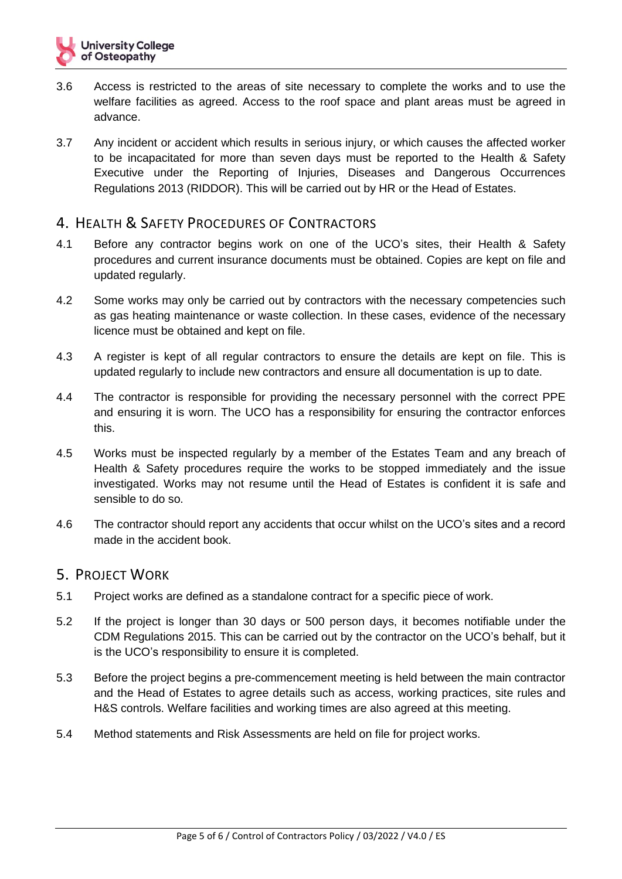3.6 Access is restricted to the areas of site necessary to complete the works and to use the welfare facilities as agreed. Access to the roof space and plant areas must be agreed in advance.

3.7 Any incident or accident which results in serious injury, or which causes the affected worker to be incapacitated for more than seven days must be reported to the Health & Safety Executive under the Reporting of Injuries, Diseases and Dangerous Occurrences Regulations 2013 (RIDDOR). This will be carried out by HR or the Head of Estates.

## 4. Health & Safety Procedures of Contractors

4.1 Before any contractor begins work on one of the UCO's sites, their Health & Safety procedures and current insurance documents must be obtained. Copies are kept on file and updated regularly.

4.2 Some works may only be carried out by contractors with the necessary competencies such as gas heating maintenance or waste collection. In these cases, evidence of the necessary licence must be obtained and kept on file.

4.3 A register is kept of all regular contractors to ensure the details are kept on file. This is updated regularly to include new contractors and ensure all documentation is up to date.

4.4 The contractor is responsible for providing the necessary personnel with the correct PPE and ensuring it is worn. The UCO has a responsibility for ensuring the contractor enforces this.

4.5 Works must be inspected regularly by a member of the Estates Team and any breach of Health & Safety procedures require the works to be stopped immediately and the issue investigated. Works may not resume until the Head of Estates is confident it is safe and sensible to do so.

4.6 The contractor should report any accidents that occur whilst on the UCO's sites and a record made in the accident book.

## 5. Project Work

5.1 Project works are defined as a standalone contract for a specific piece of work.

5.2 If the project is longer than 30 days or 500 person days, it becomes notifiable under the CDM Regulations 2015. This can be carried out by the contractor on the UCO's behalf, but it is the UCO's responsibility to ensure it is completed.

5.3 Before the project begins a pre-commencement meeting is held between the main contractor and the Head of Estates to agree details such as access, working practices, site rules and H&S controls. Welfare facilities and working times are also agreed at this meeting.

5.4 Method statements and Risk Assessments are held on file for project works.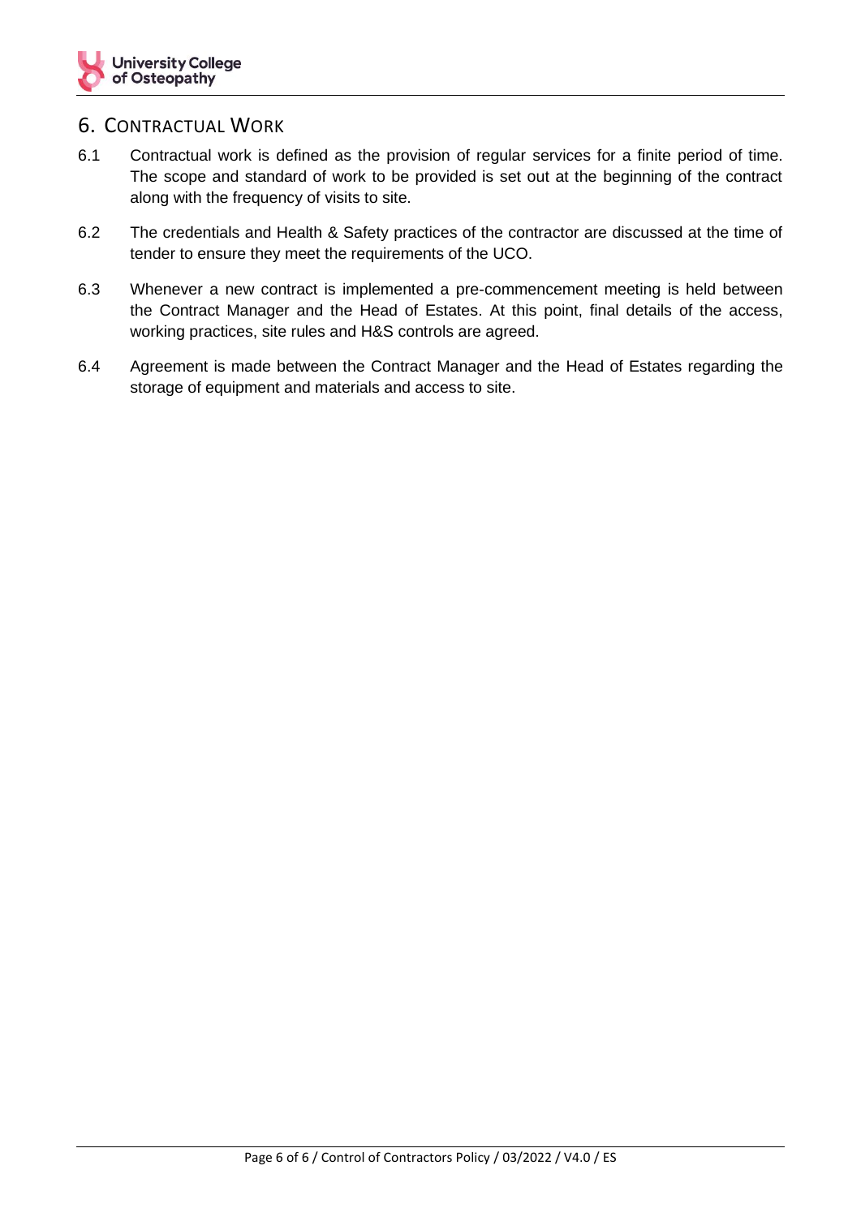## 6. Contractual Work

6.1 Contractual work is defined as the provision of regular services for a finite period of time. The scope and standard of work to be provided is set out at the beginning of the contract along with the frequency of visits to site.

6.2 The credentials and Health & Safety practices of the contractor are discussed at the time of tender to ensure they meet the requirements of the UCO.

6.3 Whenever a new contract is implemented a pre-commencement meeting is held between the Contract Manager and the Head of Estates. At this point, final details of the access, working practices, site rules and H&S controls are agreed.

6.4 Agreement is made between the Contract Manager and the Head of Estates regarding the storage of equipment and materials and access to site.